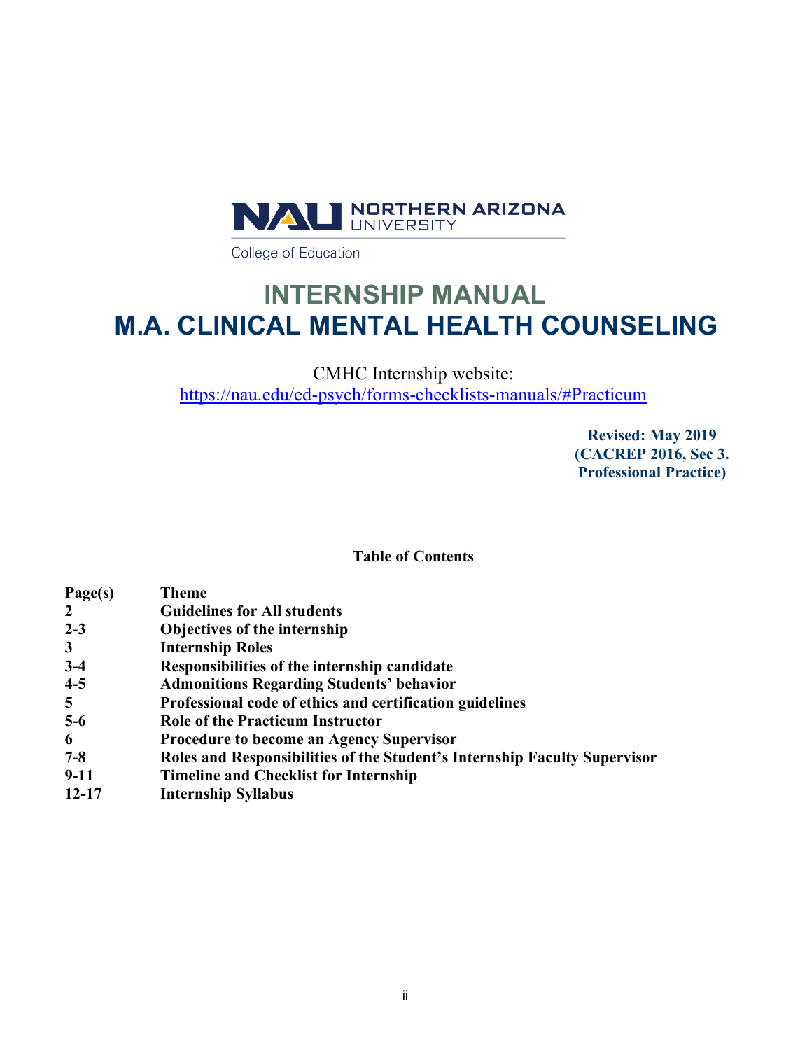NORTHERN ARIZONA UNIVERSITY

College of Education

# INTERNSHIP MANUAL
# M.A. CLINICAL MENTAL HEALTH COUNSELING

CMHC Internship website:
https://nau.edu/ed-psych/forms-checklists-manuals/#Practicum

**Revised: May 2019**
**(CACREP 2016, Sec 3. Professional Practice)**

**Table of Contents**

| Page(s) | Theme |
|---|---|
| 2 | Guidelines for All students |
| 2-3 | Objectives of the internship |
| 3 | Internship Roles |
| 3-4 | Responsibilities of the internship candidate |
| 4-5 | Admonitions Regarding Students' behavior |
| 5 | Professional code of ethics and certification guidelines |
| 5-6 | Role of the Practicum Instructor |
| 6 | Procedure to become an Agency Supervisor |
| 7-8 | Roles and Responsibilities of the Student's Internship Faculty Supervisor |
| 9-11 | Timeline and Checklist for Internship |
| 12-17 | Internship Syllabus |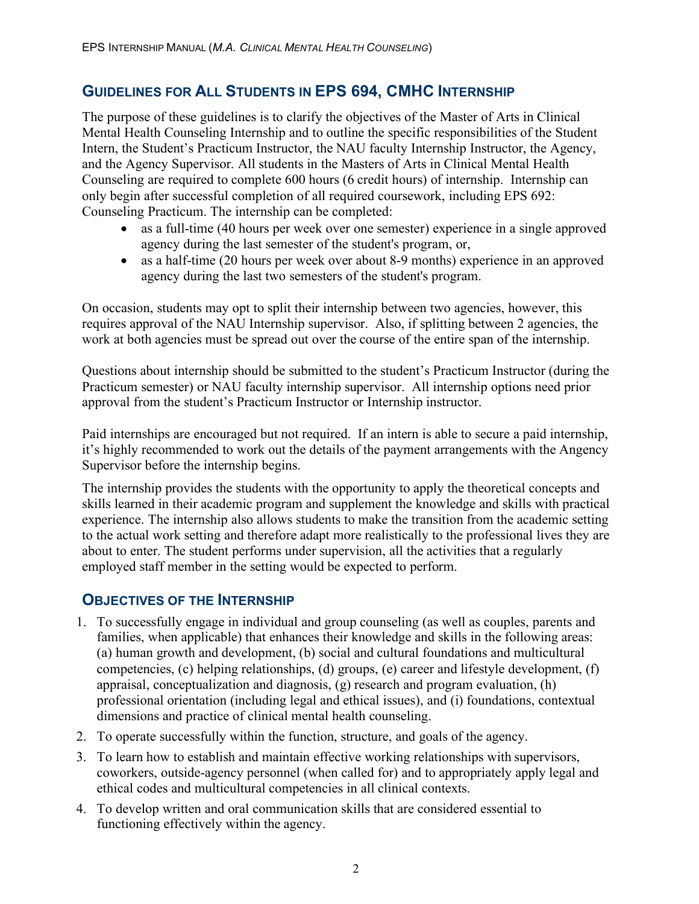## Guidelines for All Students in EPS 694, CMHC Internship

The purpose of these guidelines is to clarify the objectives of the Master of Arts in Clinical Mental Health Counseling Internship and to outline the specific responsibilities of the Student Intern, the Student's Practicum Instructor, the NAU faculty Internship Instructor, the Agency, and the Agency Supervisor. All students in the Masters of Arts in Clinical Mental Health Counseling are required to complete 600 hours (6 credit hours) of internship. Internship can only begin after successful completion of all required coursework, including EPS 692: Counseling Practicum. The internship can be completed:

- as a full-time (40 hours per week over one semester) experience in a single approved agency during the last semester of the student's program, or,
- as a half-time (20 hours per week over about 8-9 months) experience in an approved agency during the last two semesters of the student's program.

On occasion, students may opt to split their internship between two agencies, however, this requires approval of the NAU Internship supervisor. Also, if splitting between 2 agencies, the work at both agencies must be spread out over the course of the entire span of the internship.

Questions about internship should be submitted to the student's Practicum Instructor (during the Practicum semester) or NAU faculty internship supervisor. All internship options need prior approval from the student's Practicum Instructor or Internship instructor.

Paid internships are encouraged but not required. If an intern is able to secure a paid internship, it's highly recommended to work out the details of the payment arrangements with the Angency Supervisor before the internship begins.

The internship provides the students with the opportunity to apply the theoretical concepts and skills learned in their academic program and supplement the knowledge and skills with practical experience. The internship also allows students to make the transition from the academic setting to the actual work setting and therefore adapt more realistically to the professional lives they are about to enter. The student performs under supervision, all the activities that a regularly employed staff member in the setting would be expected to perform.

## Objectives of the Internship

1. To successfully engage in individual and group counseling (as well as couples, parents and families, when applicable) that enhances their knowledge and skills in the following areas: (a) human growth and development, (b) social and cultural foundations and multicultural competencies, (c) helping relationships, (d) groups, (e) career and lifestyle development, (f) appraisal, conceptualization and diagnosis, (g) research and program evaluation, (h) professional orientation (including legal and ethical issues), and (i) foundations, contextual dimensions and practice of clinical mental health counseling.
2. To operate successfully within the function, structure, and goals of the agency.
3. To learn how to establish and maintain effective working relationships with supervisors, coworkers, outside-agency personnel (when called for) and to appropriately apply legal and ethical codes and multicultural competencies in all clinical contexts.
4. To develop written and oral communication skills that are considered essential to functioning effectively within the agency.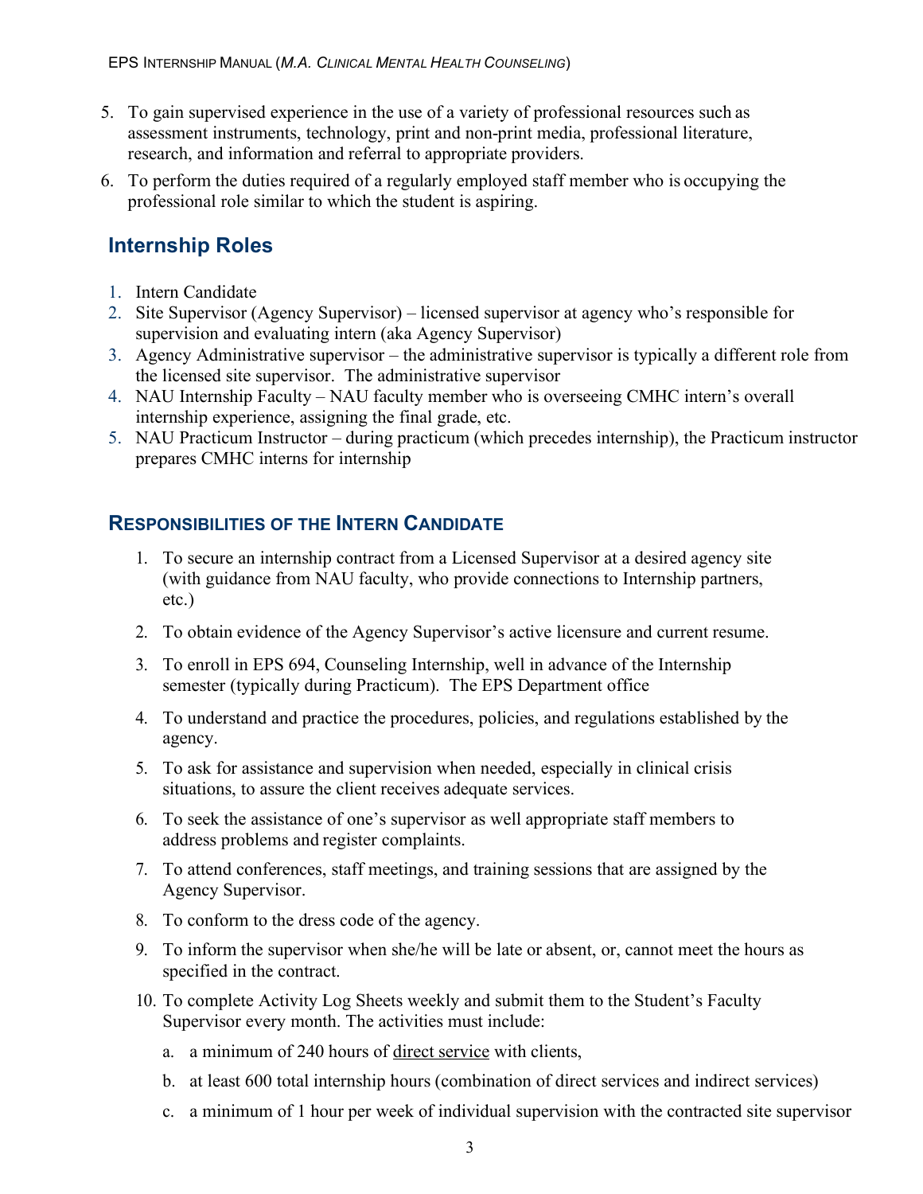5. To gain supervised experience in the use of a variety of professional resources such as assessment instruments, technology, print and non-print media, professional literature, research, and information and referral to appropriate providers.
6. To perform the duties required of a regularly employed staff member who is occupying the professional role similar to which the student is aspiring.

## Internship Roles

1. Intern Candidate
2. Site Supervisor (Agency Supervisor) – licensed supervisor at agency who's responsible for supervision and evaluating intern (aka Agency Supervisor)
3. Agency Administrative supervisor – the administrative supervisor is typically a different role from the licensed site supervisor. The administrative supervisor
4. NAU Internship Faculty – NAU faculty member who is overseeing CMHC intern's overall internship experience, assigning the final grade, etc.
5. NAU Practicum Instructor – during practicum (which precedes internship), the Practicum instructor prepares CMHC interns for internship

### Responsibilities of the Intern Candidate

1. To secure an internship contract from a Licensed Supervisor at a desired agency site (with guidance from NAU faculty, who provide connections to Internship partners, etc.)
2. To obtain evidence of the Agency Supervisor's active licensure and current resume.
3. To enroll in EPS 694, Counseling Internship, well in advance of the Internship semester (typically during Practicum). The EPS Department office
4. To understand and practice the procedures, policies, and regulations established by the agency.
5. To ask for assistance and supervision when needed, especially in clinical crisis situations, to assure the client receives adequate services.
6. To seek the assistance of one's supervisor as well appropriate staff members to address problems and register complaints.
7. To attend conferences, staff meetings, and training sessions that are assigned by the Agency Supervisor.
8. To conform to the dress code of the agency.
9. To inform the supervisor when she/he will be late or absent, or, cannot meet the hours as specified in the contract.
10. To complete Activity Log Sheets weekly and submit them to the Student's Faculty Supervisor every month. The activities must include:
    a. a minimum of 240 hours of <u>direct service</u> with clients,
    b. at least 600 total internship hours (combination of direct services and indirect services)
    c. a minimum of 1 hour per week of individual supervision with the contracted site supervisor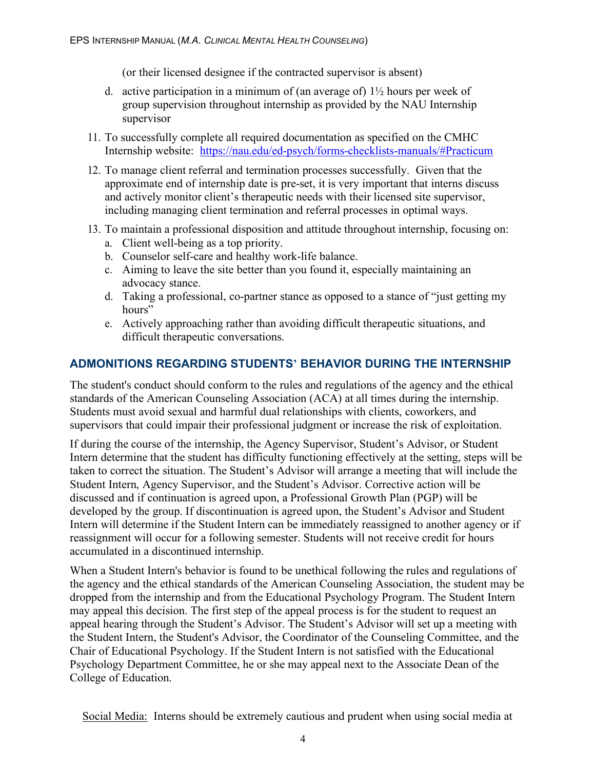(or their licensed designee if the contracted supervisor is absent)

d. active participation in a minimum of (an average of) 1½ hours per week of group supervision throughout internship as provided by the NAU Internship supervisor

11. To successfully complete all required documentation as specified on the CMHC Internship website: [https://nau.edu/ed-psych/forms-checklists-manuals/#Practicum](https://nau.edu/ed-psych/forms-checklists-manuals/#Practicum)

12. To manage client referral and termination processes successfully. Given that the approximate end of internship date is pre-set, it is very important that interns discuss and actively monitor client's therapeutic needs with their licensed site supervisor, including managing client termination and referral processes in optimal ways.

13. To maintain a professional disposition and attitude throughout internship, focusing on:
    a. Client well-being as a top priority.
    b. Counselor self-care and healthy work-life balance.
    c. Aiming to leave the site better than you found it, especially maintaining an advocacy stance.
    d. Taking a professional, co-partner stance as opposed to a stance of "just getting my hours"
    e. Actively approaching rather than avoiding difficult therapeutic situations, and difficult therapeutic conversations.

## ADMONITIONS REGARDING STUDENTS' BEHAVIOR DURING THE INTERNSHIP

The student's conduct should conform to the rules and regulations of the agency and the ethical standards of the American Counseling Association (ACA) at all times during the internship. Students must avoid sexual and harmful dual relationships with clients, coworkers, and supervisors that could impair their professional judgment or increase the risk of exploitation.

If during the course of the internship, the Agency Supervisor, Student's Advisor, or Student Intern determine that the student has difficulty functioning effectively at the setting, steps will be taken to correct the situation. The Student's Advisor will arrange a meeting that will include the Student Intern, Agency Supervisor, and the Student's Advisor. Corrective action will be discussed and if continuation is agreed upon, a Professional Growth Plan (PGP) will be developed by the group. If discontinuation is agreed upon, the Student's Advisor and Student Intern will determine if the Student Intern can be immediately reassigned to another agency or if reassignment will occur for a following semester. Students will not receive credit for hours accumulated in a discontinued internship.

When a Student Intern's behavior is found to be unethical following the rules and regulations of the agency and the ethical standards of the American Counseling Association, the student may be dropped from the internship and from the Educational Psychology Program. The Student Intern may appeal this decision. The first step of the appeal process is for the student to request an appeal hearing through the Student's Advisor. The Student's Advisor will set up a meeting with the Student Intern, the Student's Advisor, the Coordinator of the Counseling Committee, and the Chair of Educational Psychology. If the Student Intern is not satisfied with the Educational Psychology Department Committee, he or she may appeal next to the Associate Dean of the College of Education.

Social Media: Interns should be extremely cautious and prudent when using social media at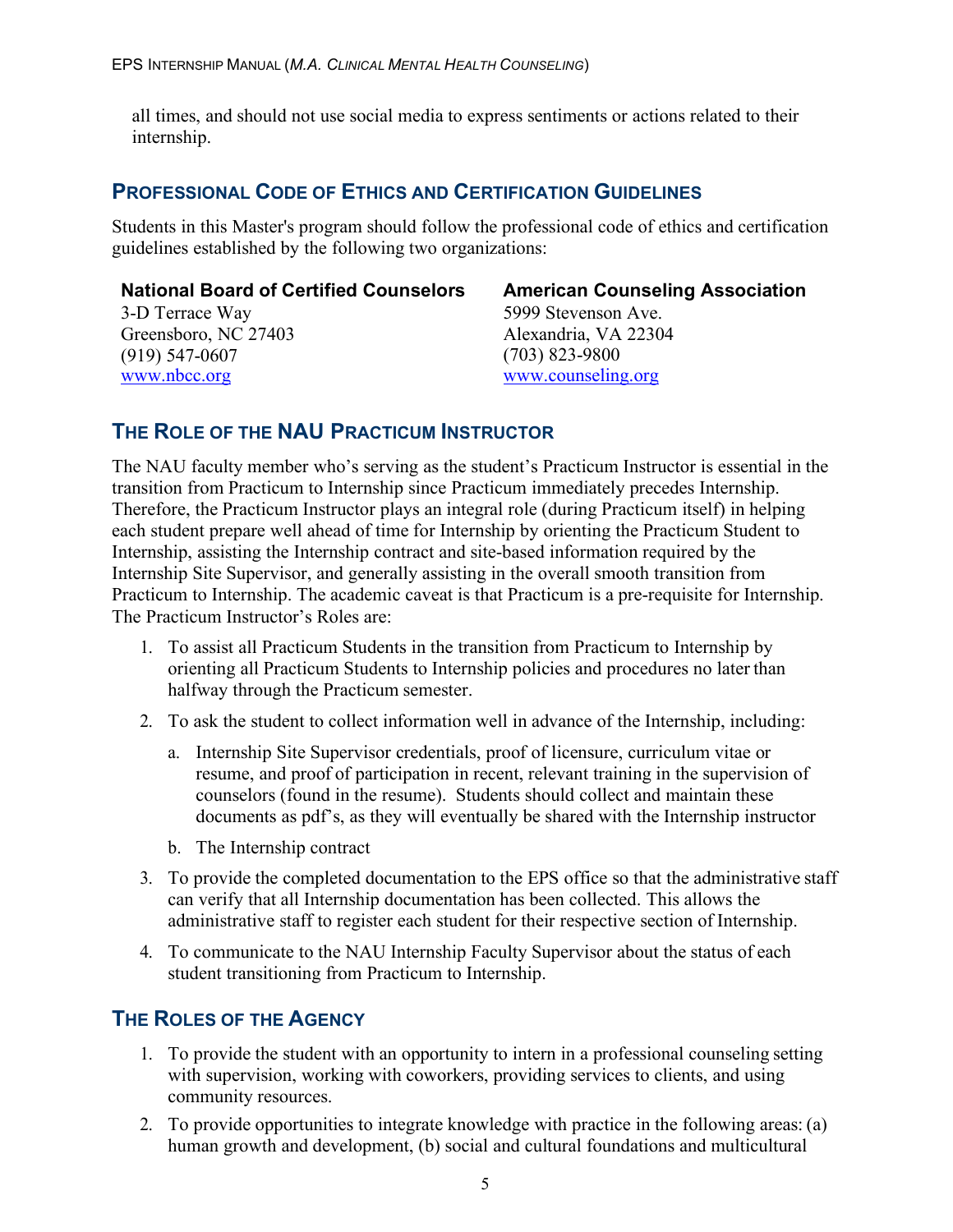all times, and should not use social media to express sentiments or actions related to their internship.

## Professional Code of Ethics and Certification Guidelines

Students in this Master's program should follow the professional code of ethics and certification guidelines established by the following two organizations:

**National Board of Certified Counselors**
3-D Terrace Way
Greensboro, NC 27403
(919) 547-0607
www.nbcc.org

**American Counseling Association**
5999 Stevenson Ave.
Alexandria, VA 22304
(703) 823-9800
www.counseling.org

## The Role of the NAU Practicum Instructor

The NAU faculty member who's serving as the student's Practicum Instructor is essential in the transition from Practicum to Internship since Practicum immediately precedes Internship. Therefore, the Practicum Instructor plays an integral role (during Practicum itself) in helping each student prepare well ahead of time for Internship by orienting the Practicum Student to Internship, assisting the Internship contract and site-based information required by the Internship Site Supervisor, and generally assisting in the overall smooth transition from Practicum to Internship. The academic caveat is that Practicum is a pre-requisite for Internship. The Practicum Instructor's Roles are:

1. To assist all Practicum Students in the transition from Practicum to Internship by orienting all Practicum Students to Internship policies and procedures no later than halfway through the Practicum semester.
2. To ask the student to collect information well in advance of the Internship, including:
   a. Internship Site Supervisor credentials, proof of licensure, curriculum vitae or resume, and proof of participation in recent, relevant training in the supervision of counselors (found in the resume). Students should collect and maintain these documents as pdf's, as they will eventually be shared with the Internship instructor
   b. The Internship contract
3. To provide the completed documentation to the EPS office so that the administrative staff can verify that all Internship documentation has been collected. This allows the administrative staff to register each student for their respective section of Internship.
4. To communicate to the NAU Internship Faculty Supervisor about the status of each student transitioning from Practicum to Internship.

## The Roles of the Agency

1. To provide the student with an opportunity to intern in a professional counseling setting with supervision, working with coworkers, providing services to clients, and using community resources.
2. To provide opportunities to integrate knowledge with practice in the following areas: (a) human growth and development, (b) social and cultural foundations and multicultural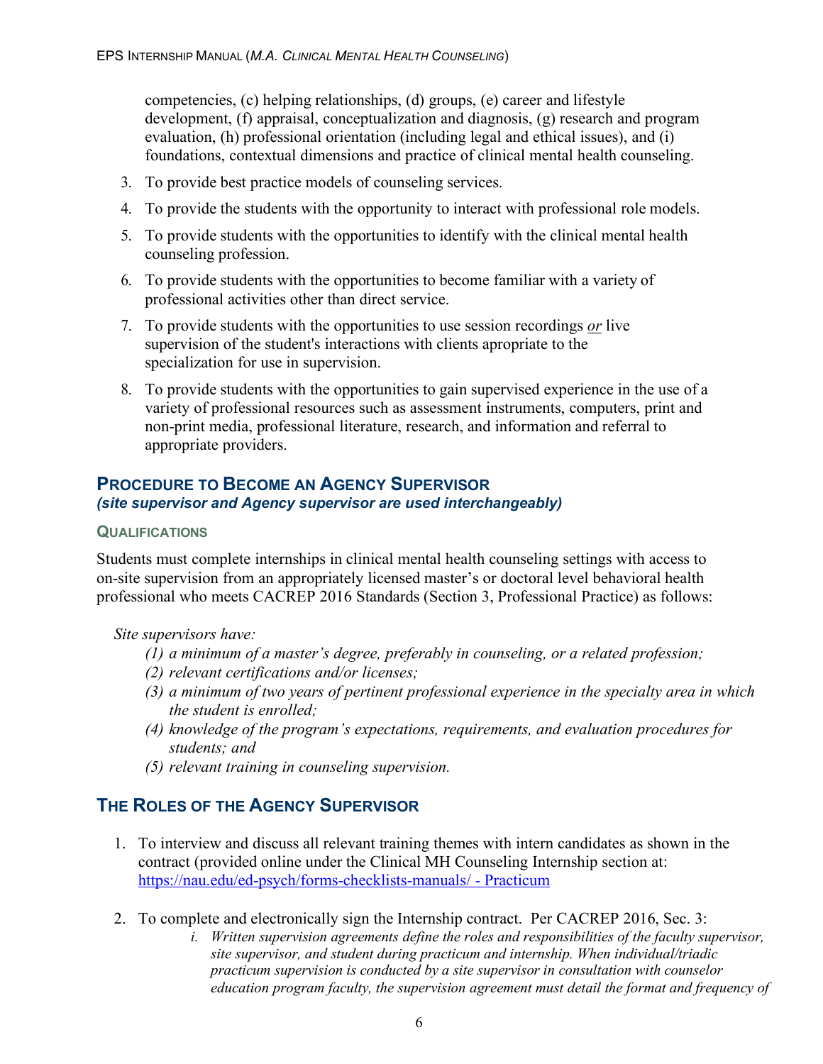competencies, (c) helping relationships, (d) groups, (e) career and lifestyle development, (f) appraisal, conceptualization and diagnosis, (g) research and program evaluation, (h) professional orientation (including legal and ethical issues), and (i) foundations, contextual dimensions and practice of clinical mental health counseling.

3. To provide best practice models of counseling services.
4. To provide the students with the opportunity to interact with professional role models.
5. To provide students with the opportunities to identify with the clinical mental health counseling profession.
6. To provide students with the opportunities to become familiar with a variety of professional activities other than direct service.
7. To provide students with the opportunities to use session recordings *or* live supervision of the student's interactions with clients apropriate to the specialization for use in supervision.
8. To provide students with the opportunities to gain supervised experience in the use of a variety of professional resources such as assessment instruments, computers, print and non-print media, professional literature, research, and information and referral to appropriate providers.

## Procedure to Become an Agency Supervisor
***(site supervisor and Agency supervisor are used interchangeably)***

### Qualifications

Students must complete internships in clinical mental health counseling settings with access to on-site supervision from an appropriately licensed master's or doctoral level behavioral health professional who meets CACREP 2016 Standards (Section 3, Professional Practice) as follows:

*Site supervisors have:*

*(1) a minimum of a master's degree, preferably in counseling, or a related profession;*
*(2) relevant certifications and/or licenses;*
*(3) a minimum of two years of pertinent professional experience in the specialty area in which the student is enrolled;*
*(4) knowledge of the program's expectations, requirements, and evaluation procedures for students; and*
*(5) relevant training in counseling supervision.*

## The Roles of the Agency Supervisor

1. To interview and discuss all relevant training themes with intern candidates as shown in the contract (provided online under the Clinical MH Counseling Internship section at: https://nau.edu/ed-psych/forms-checklists-manuals/ - Practicum

2. To complete and electronically sign the Internship contract. Per CACREP 2016, Sec. 3:
   i. *Written supervision agreements define the roles and responsibilities of the faculty supervisor, site supervisor, and student during practicum and internship. When individual/triadic practicum supervision is conducted by a site supervisor in consultation with counselor education program faculty, the supervision agreement must detail the format and frequency of*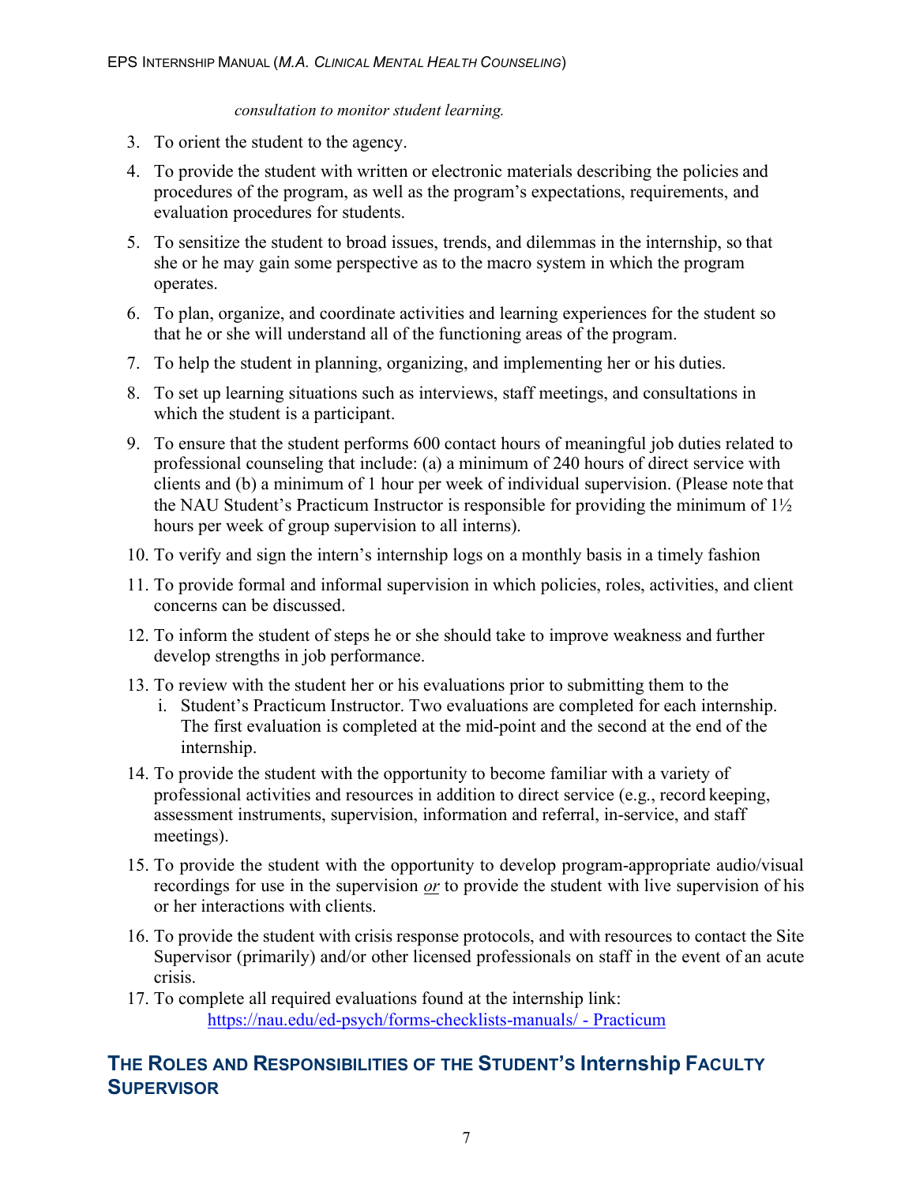*consultation to monitor student learning.*

3. To orient the student to the agency.
4. To provide the student with written or electronic materials describing the policies and procedures of the program, as well as the program's expectations, requirements, and evaluation procedures for students.
5. To sensitize the student to broad issues, trends, and dilemmas in the internship, so that she or he may gain some perspective as to the macro system in which the program operates.
6. To plan, organize, and coordinate activities and learning experiences for the student so that he or she will understand all of the functioning areas of the program.
7. To help the student in planning, organizing, and implementing her or his duties.
8. To set up learning situations such as interviews, staff meetings, and consultations in which the student is a participant.
9. To ensure that the student performs 600 contact hours of meaningful job duties related to professional counseling that include: (a) a minimum of 240 hours of direct service with clients and (b) a minimum of 1 hour per week of individual supervision. (Please note that the NAU Student's Practicum Instructor is responsible for providing the minimum of 1½ hours per week of group supervision to all interns).
10. To verify and sign the intern's internship logs on a monthly basis in a timely fashion
11. To provide formal and informal supervision in which policies, roles, activities, and client concerns can be discussed.
12. To inform the student of steps he or she should take to improve weakness and further develop strengths in job performance.
13. To review with the student her or his evaluations prior to submitting them to the
    i. Student's Practicum Instructor. Two evaluations are completed for each internship. The first evaluation is completed at the mid-point and the second at the end of the internship.
14. To provide the student with the opportunity to become familiar with a variety of professional activities and resources in addition to direct service (e.g., record keeping, assessment instruments, supervision, information and referral, in-service, and staff meetings).
15. To provide the student with the opportunity to develop program-appropriate audio/visual recordings for use in the supervision ***or*** to provide the student with live supervision of his or her interactions with clients.
16. To provide the student with crisis response protocols, and with resources to contact the Site Supervisor (primarily) and/or other licensed professionals on staff in the event of an acute crisis.
17. To complete all required evaluations found at the internship link:
    https://nau.edu/ed-psych/forms-checklists-manuals/ - Practicum

## THE ROLES AND RESPONSIBILITIES OF THE STUDENT'S Internship FACULTY SUPERVISOR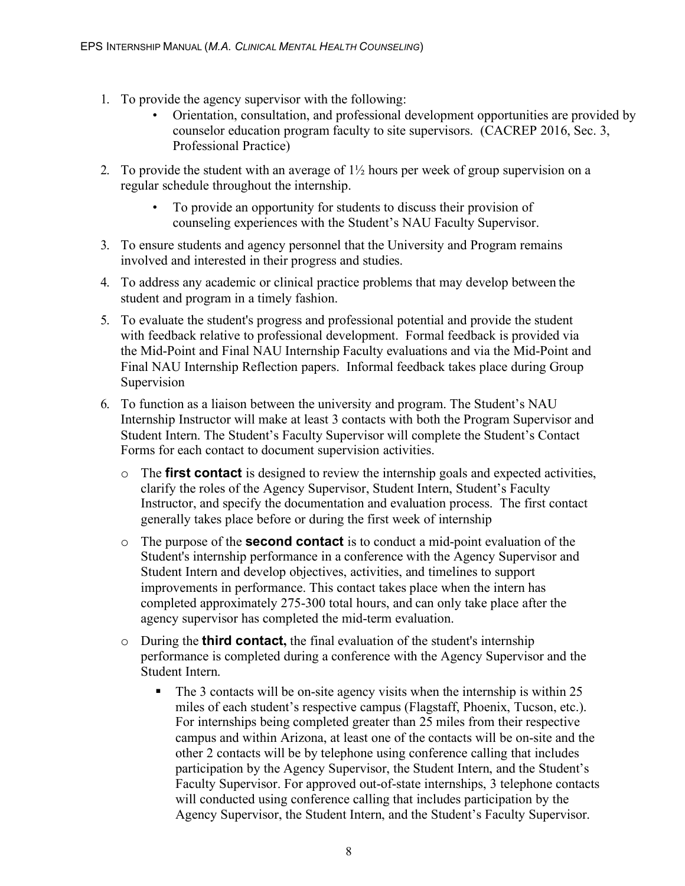1. To provide the agency supervisor with the following:
    - Orientation, consultation, and professional development opportunities are provided by counselor education program faculty to site supervisors. (CACREP 2016, Sec. 3, Professional Practice)
2. To provide the student with an average of 1½ hours per week of group supervision on a regular schedule throughout the internship.
    - To provide an opportunity for students to discuss their provision of counseling experiences with the Student's NAU Faculty Supervisor.
3. To ensure students and agency personnel that the University and Program remains involved and interested in their progress and studies.
4. To address any academic or clinical practice problems that may develop between the student and program in a timely fashion.
5. To evaluate the student's progress and professional potential and provide the student with feedback relative to professional development. Formal feedback is provided via the Mid-Point and Final NAU Internship Faculty evaluations and via the Mid-Point and Final NAU Internship Reflection papers. Informal feedback takes place during Group Supervision
6. To function as a liaison between the university and program. The Student's NAU Internship Instructor will make at least 3 contacts with both the Program Supervisor and Student Intern. The Student's Faculty Supervisor will complete the Student's Contact Forms for each contact to document supervision activities.
    - The **first contact** is designed to review the internship goals and expected activities, clarify the roles of the Agency Supervisor, Student Intern, Student's Faculty Instructor, and specify the documentation and evaluation process. The first contact generally takes place before or during the first week of internship
    - The purpose of the **second contact** is to conduct a mid-point evaluation of the Student's internship performance in a conference with the Agency Supervisor and Student Intern and develop objectives, activities, and timelines to support improvements in performance. This contact takes place when the intern has completed approximately 275-300 total hours, and can only take place after the agency supervisor has completed the mid-term evaluation.
    - During the **third contact,** the final evaluation of the student's internship performance is completed during a conference with the Agency Supervisor and the Student Intern.
        - The 3 contacts will be on-site agency visits when the internship is within 25 miles of each student's respective campus (Flagstaff, Phoenix, Tucson, etc.). For internships being completed greater than 25 miles from their respective campus and within Arizona, at least one of the contacts will be on-site and the other 2 contacts will be by telephone using conference calling that includes participation by the Agency Supervisor, the Student Intern, and the Student's Faculty Supervisor. For approved out-of-state internships, 3 telephone contacts will conducted using conference calling that includes participation by the Agency Supervisor, the Student Intern, and the Student's Faculty Supervisor.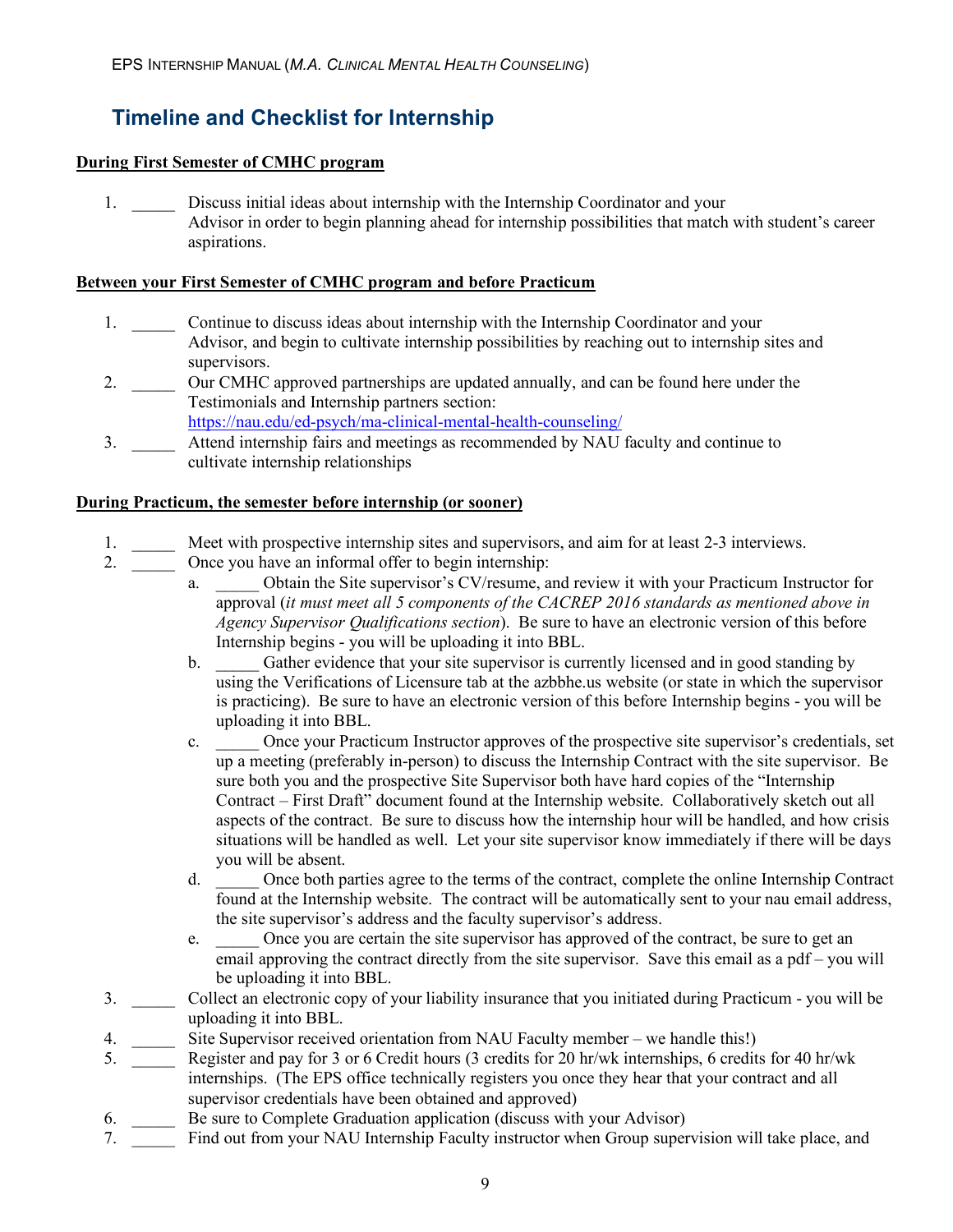## Timeline and Checklist for Internship

**During First Semester of CMHC program**

1. _____ Discuss initial ideas about internship with the Internship Coordinator and your Advisor in order to begin planning ahead for internship possibilities that match with student's career aspirations.

**Between your First Semester of CMHC program and before Practicum**

1. _____ Continue to discuss ideas about internship with the Internship Coordinator and your Advisor, and begin to cultivate internship possibilities by reaching out to internship sites and supervisors.
2. _____ Our CMHC approved partnerships are updated annually, and can be found here under the Testimonials and Internship partners section: https://nau.edu/ed-psych/ma-clinical-mental-health-counseling/
3. _____ Attend internship fairs and meetings as recommended by NAU faculty and continue to cultivate internship relationships

**During Practicum, the semester before internship (or sooner)**

1. _____ Meet with prospective internship sites and supervisors, and aim for at least 2-3 interviews.
2. _____ Once you have an informal offer to begin internship:
   a. _____ Obtain the Site supervisor's CV/resume, and review it with your Practicum Instructor for approval (*it must meet all 5 components of the CACREP 2016 standards as mentioned above in Agency Supervisor Qualifications section*). Be sure to have an electronic version of this before Internship begins - you will be uploading it into BBL.
   b. _____ Gather evidence that your site supervisor is currently licensed and in good standing by using the Verifications of Licensure tab at the azbbhe.us website (or state in which the supervisor is practicing). Be sure to have an electronic version of this before Internship begins - you will be uploading it into BBL.
   c. _____ Once your Practicum Instructor approves of the prospective site supervisor's credentials, set up a meeting (preferably in-person) to discuss the Internship Contract with the site supervisor. Be sure both you and the prospective Site Supervisor both have hard copies of the "Internship Contract – First Draft" document found at the Internship website. Collaboratively sketch out all aspects of the contract. Be sure to discuss how the internship hour will be handled, and how crisis situations will be handled as well. Let your site supervisor know immediately if there will be days you will be absent.
   d. _____ Once both parties agree to the terms of the contract, complete the online Internship Contract found at the Internship website. The contract will be automatically sent to your nau email address, the site supervisor's address and the faculty supervisor's address.
   e. _____ Once you are certain the site supervisor has approved of the contract, be sure to get an email approving the contract directly from the site supervisor. Save this email as a pdf – you will be uploading it into BBL.
3. _____ Collect an electronic copy of your liability insurance that you initiated during Practicum - you will be uploading it into BBL.
4. _____ Site Supervisor received orientation from NAU Faculty member – we handle this!)
5. _____ Register and pay for 3 or 6 Credit hours (3 credits for 20 hr/wk internships, 6 credits for 40 hr/wk internships. (The EPS office technically registers you once they hear that your contract and all supervisor credentials have been obtained and approved)
6. _____ Be sure to Complete Graduation application (discuss with your Advisor)
7. _____ Find out from your NAU Internship Faculty instructor when Group supervision will take place, and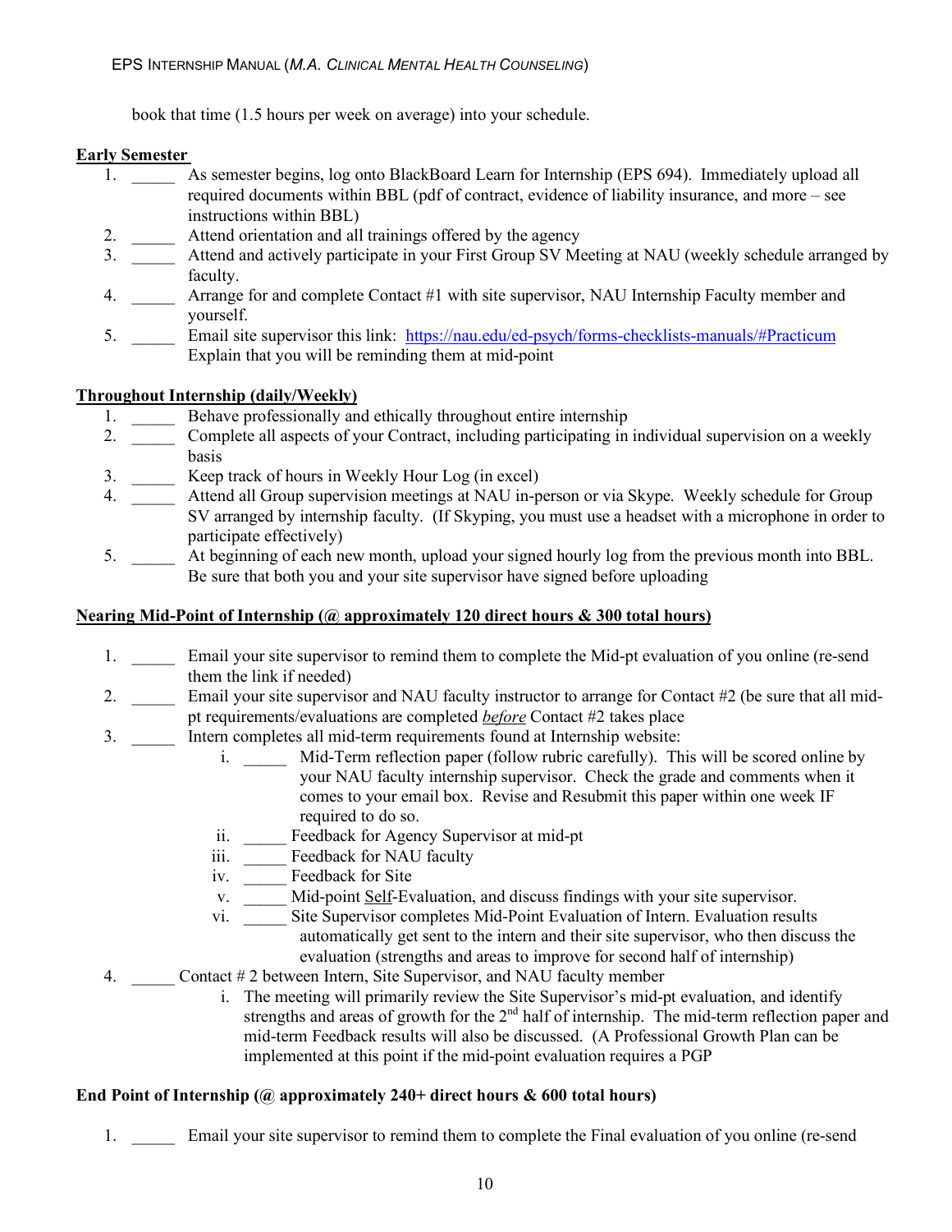book that time (1.5 hours per week on average) into your schedule.

**Early Semester**

1. _____ As semester begins, log onto BlackBoard Learn for Internship (EPS 694). Immediately upload all required documents within BBL (pdf of contract, evidence of liability insurance, and more – see instructions within BBL)
2. _____ Attend orientation and all trainings offered by the agency
3. _____ Attend and actively participate in your First Group SV Meeting at NAU (weekly schedule arranged by faculty.
4. _____ Arrange for and complete Contact #1 with site supervisor, NAU Internship Faculty member and yourself.
5. _____ Email site supervisor this link: [https://nau.edu/ed-psych/forms-checklists-manuals/#Practicum](https://nau.edu/ed-psych/forms-checklists-manuals/#Practicum) Explain that you will be reminding them at mid-point

**Throughout Internship (daily/Weekly)**

1. _____ Behave professionally and ethically throughout entire internship
2. _____ Complete all aspects of your Contract, including participating in individual supervision on a weekly basis
3. _____ Keep track of hours in Weekly Hour Log (in excel)
4. _____ Attend all Group supervision meetings at NAU in-person or via Skype. Weekly schedule for Group SV arranged by internship faculty. (If Skyping, you must use a headset with a microphone in order to participate effectively)
5. _____ At beginning of each new month, upload your signed hourly log from the previous month into BBL. Be sure that both you and your site supervisor have signed before uploading

**Nearing Mid-Point of Internship (@ approximately 120 direct hours & 300 total hours)**

1. _____ Email your site supervisor to remind them to complete the Mid-pt evaluation of you online (re-send them the link if needed)
2. _____ Email your site supervisor and NAU faculty instructor to arrange for Contact #2 (be sure that all mid-pt requirements/evaluations are completed ***before*** Contact #2 takes place
3. _____ Intern completes all mid-term requirements found at Internship website:
   i. _____ Mid-Term reflection paper (follow rubric carefully). This will be scored online by your NAU faculty internship supervisor. Check the grade and comments when it comes to your email box. Revise and Resubmit this paper within one week IF required to do so.
   ii. _____ Feedback for Agency Supervisor at mid-pt
   iii. _____ Feedback for NAU faculty
   iv. _____ Feedback for Site
   v. _____ Mid-point Self-Evaluation, and discuss findings with your site supervisor.
   vi. _____ Site Supervisor completes Mid-Point Evaluation of Intern. Evaluation results automatically get sent to the intern and their site supervisor, who then discuss the evaluation (strengths and areas to improve for second half of internship)
4. _____ Contact # 2 between Intern, Site Supervisor, and NAU faculty member
   i. The meeting will primarily review the Site Supervisor's mid-pt evaluation, and identify strengths and areas of growth for the 2nd half of internship. The mid-term reflection paper and mid-term Feedback results will also be discussed. (A Professional Growth Plan can be implemented at this point if the mid-point evaluation requires a PGP

**End Point of Internship (@ approximately 240+ direct hours & 600 total hours)**

1. _____ Email your site supervisor to remind them to complete the Final evaluation of you online (re-send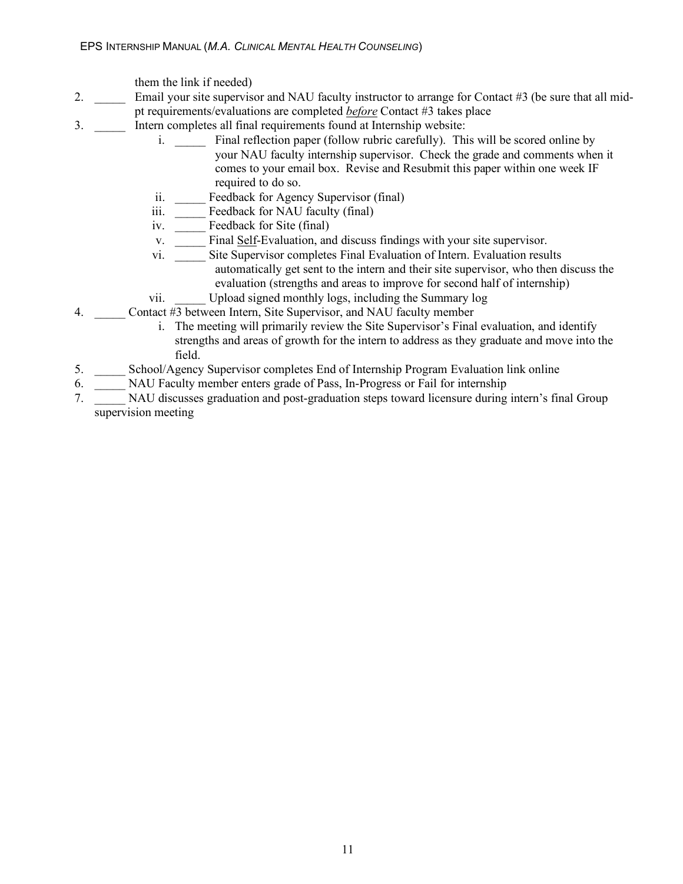them the link if needed)

2. _____ Email your site supervisor and NAU faculty instructor to arrange for Contact #3 (be sure that all mid-pt requirements/evaluations are completed ***before*** Contact #3 takes place
3. _____ Intern completes all final requirements found at Internship website:
   i. _____ Final reflection paper (follow rubric carefully). This will be scored online by your NAU faculty internship supervisor. Check the grade and comments when it comes to your email box. Revise and Resubmit this paper within one week IF required to do so.
   ii. _____ Feedback for Agency Supervisor (final)
   iii. _____ Feedback for NAU faculty (final)
   iv. _____ Feedback for Site (final)
   v. _____ Final Self-Evaluation, and discuss findings with your site supervisor.
   vi. _____ Site Supervisor completes Final Evaluation of Intern. Evaluation results automatically get sent to the intern and their site supervisor, who then discuss the evaluation (strengths and areas to improve for second half of internship)
   vii. _____ Upload signed monthly logs, including the Summary log
4. _____ Contact #3 between Intern, Site Supervisor, and NAU faculty member
   i. The meeting will primarily review the Site Supervisor's Final evaluation, and identify strengths and areas of growth for the intern to address as they graduate and move into the field.
5. _____ School/Agency Supervisor completes End of Internship Program Evaluation link online
6. _____ NAU Faculty member enters grade of Pass, In-Progress or Fail for internship
7. _____ NAU discusses graduation and post-graduation steps toward licensure during intern's final Group supervision meeting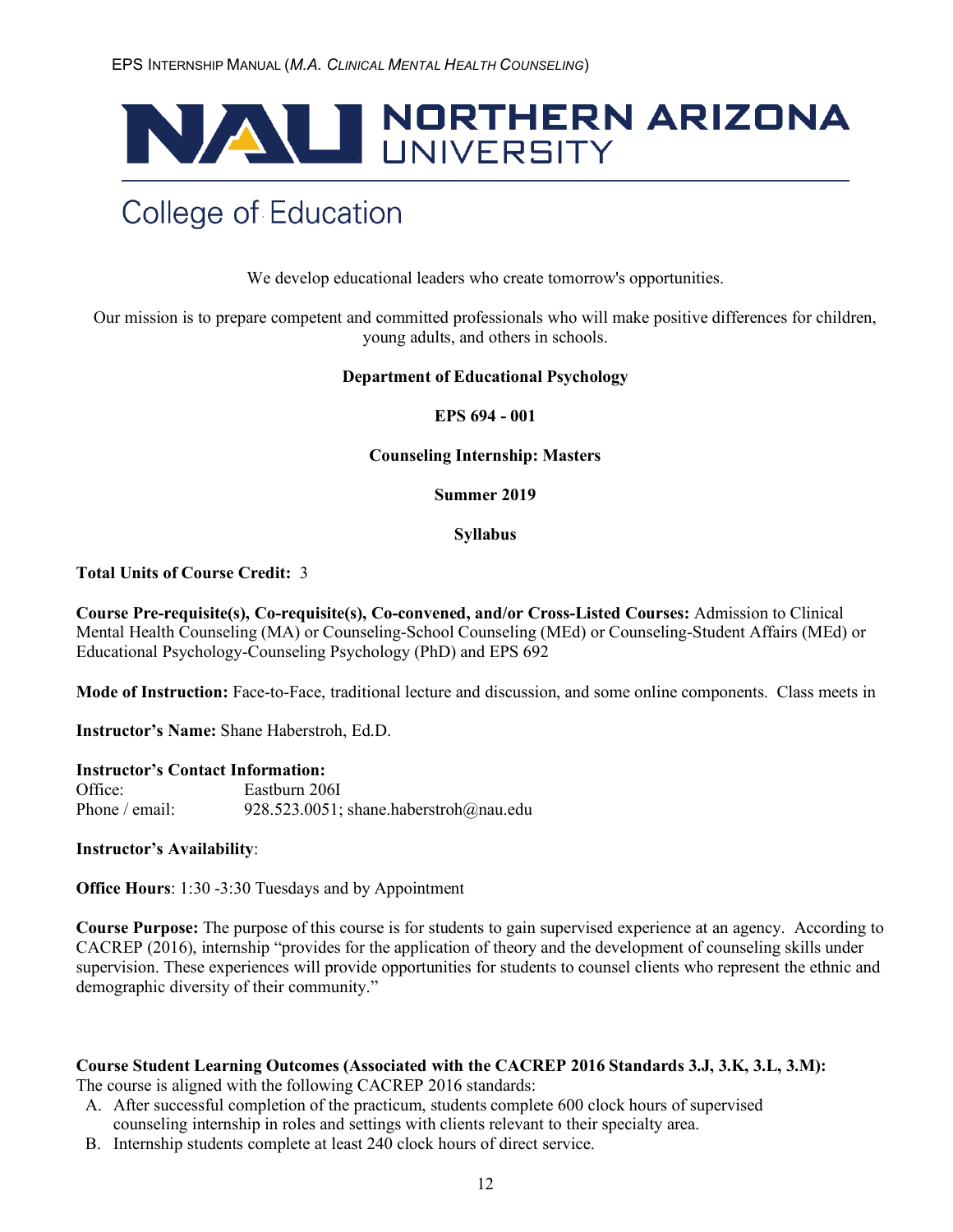College of Education

We develop educational leaders who create tomorrow's opportunities.

Our mission is to prepare competent and committed professionals who will make positive differences for children, young adults, and others in schools.

**Department of Educational Psychology**

**EPS 694 - 001**

**Counseling Internship: Masters**

**Summer 2019**

**Syllabus**

**Total Units of Course Credit:** 3

**Course Pre-requisite(s), Co-requisite(s), Co-convened, and/or Cross-Listed Courses:** Admission to Clinical Mental Health Counseling (MA) or Counseling-School Counseling (MEd) or Counseling-Student Affairs (MEd) or Educational Psychology-Counseling Psychology (PhD) and EPS 692

**Mode of Instruction:** Face-to-Face, traditional lecture and discussion, and some online components. Class meets in

**Instructor's Name:** Shane Haberstroh, Ed.D.

**Instructor's Contact Information:**
Office: Eastburn 206I
Phone / email: 928.523.0051; shane.haberstroh@nau.edu

**Instructor's Availability**:

**Office Hours**: 1:30 -3:30 Tuesdays and by Appointment

**Course Purpose:** The purpose of this course is for students to gain supervised experience at an agency. According to CACREP (2016), internship "provides for the application of theory and the development of counseling skills under supervision. These experiences will provide opportunities for students to counsel clients who represent the ethnic and demographic diversity of their community."

**Course Student Learning Outcomes (Associated with the CACREP 2016 Standards 3.J, 3.K, 3.L, 3.M):**
The course is aligned with the following CACREP 2016 standards:

A. After successful completion of the practicum, students complete 600 clock hours of supervised counseling internship in roles and settings with clients relevant to their specialty area.
B. Internship students complete at least 240 clock hours of direct service.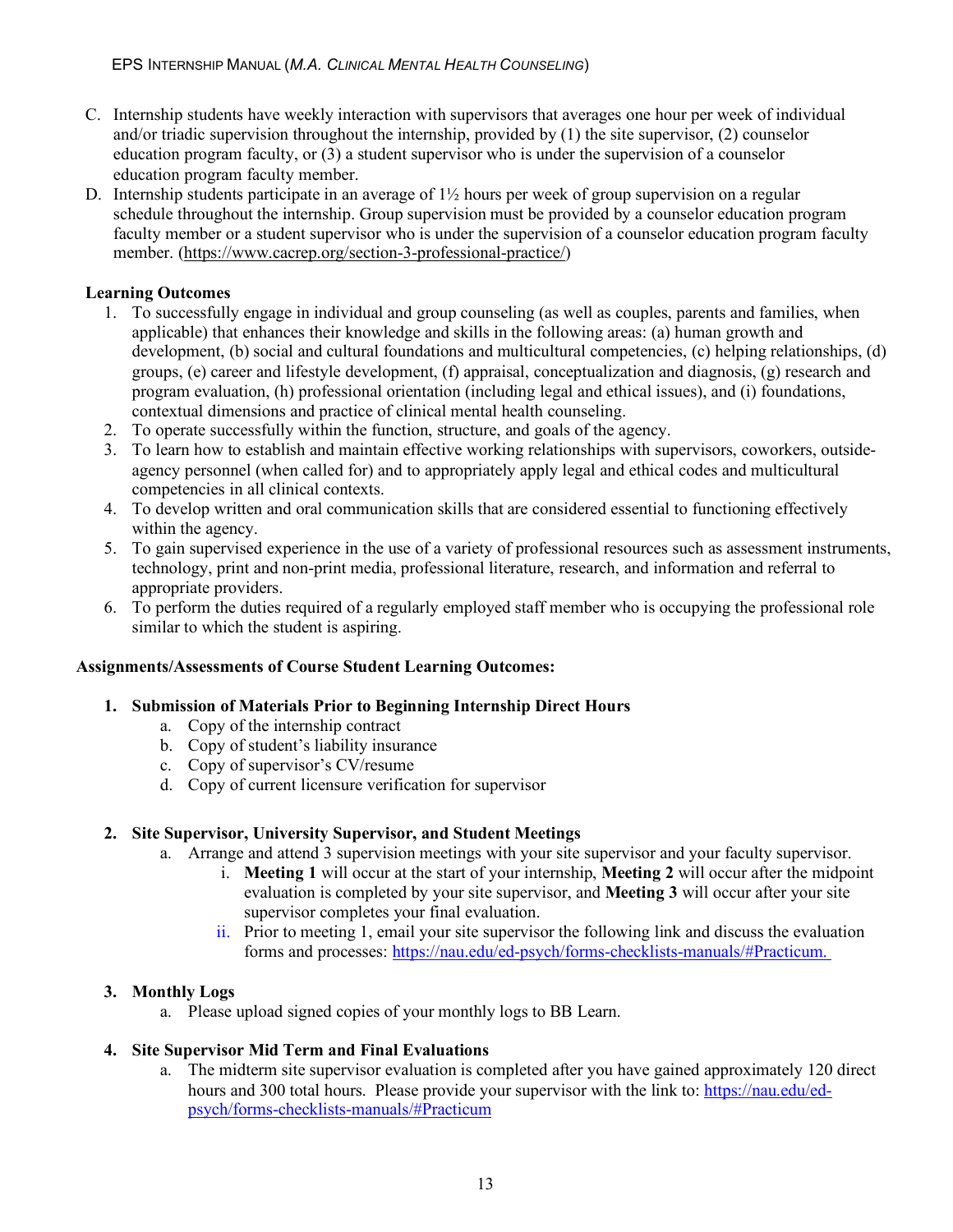C. Internship students have weekly interaction with supervisors that averages one hour per week of individual and/or triadic supervision throughout the internship, provided by (1) the site supervisor, (2) counselor education program faculty, or (3) a student supervisor who is under the supervision of a counselor education program faculty member.

D. Internship students participate in an average of 1½ hours per week of group supervision on a regular schedule throughout the internship. Group supervision must be provided by a counselor education program faculty member or a student supervisor who is under the supervision of a counselor education program faculty member. (https://www.cacrep.org/section-3-professional-practice/)

**Learning Outcomes**

1. To successfully engage in individual and group counseling (as well as couples, parents and families, when applicable) that enhances their knowledge and skills in the following areas: (a) human growth and development, (b) social and cultural foundations and multicultural competencies, (c) helping relationships, (d) groups, (e) career and lifestyle development, (f) appraisal, conceptualization and diagnosis, (g) research and program evaluation, (h) professional orientation (including legal and ethical issues), and (i) foundations, contextual dimensions and practice of clinical mental health counseling.
2. To operate successfully within the function, structure, and goals of the agency.
3. To learn how to establish and maintain effective working relationships with supervisors, coworkers, outside-agency personnel (when called for) and to appropriately apply legal and ethical codes and multicultural competencies in all clinical contexts.
4. To develop written and oral communication skills that are considered essential to functioning effectively within the agency.
5. To gain supervised experience in the use of a variety of professional resources such as assessment instruments, technology, print and non-print media, professional literature, research, and information and referral to appropriate providers.
6. To perform the duties required of a regularly employed staff member who is occupying the professional role similar to which the student is aspiring.

**Assignments/Assessments of Course Student Learning Outcomes:**

1. **Submission of Materials Prior to Beginning Internship Direct Hours**
   a. Copy of the internship contract
   b. Copy of student's liability insurance
   c. Copy of supervisor's CV/resume
   d. Copy of current licensure verification for supervisor

2. **Site Supervisor, University Supervisor, and Student Meetings**
   a. Arrange and attend 3 supervision meetings with your site supervisor and your faculty supervisor.
      i. **Meeting 1** will occur at the start of your internship, **Meeting 2** will occur after the midpoint evaluation is completed by your site supervisor, and **Meeting 3** will occur after your site supervisor completes your final evaluation.
      ii. Prior to meeting 1, email your site supervisor the following link and discuss the evaluation forms and processes: https://nau.edu/ed-psych/forms-checklists-manuals/#Practicum.

3. **Monthly Logs**
   a. Please upload signed copies of your monthly logs to BB Learn.

4. **Site Supervisor Mid Term and Final Evaluations**
   a. The midterm site supervisor evaluation is completed after you have gained approximately 120 direct hours and 300 total hours. Please provide your supervisor with the link to: https://nau.edu/ed-psych/forms-checklists-manuals/#Practicum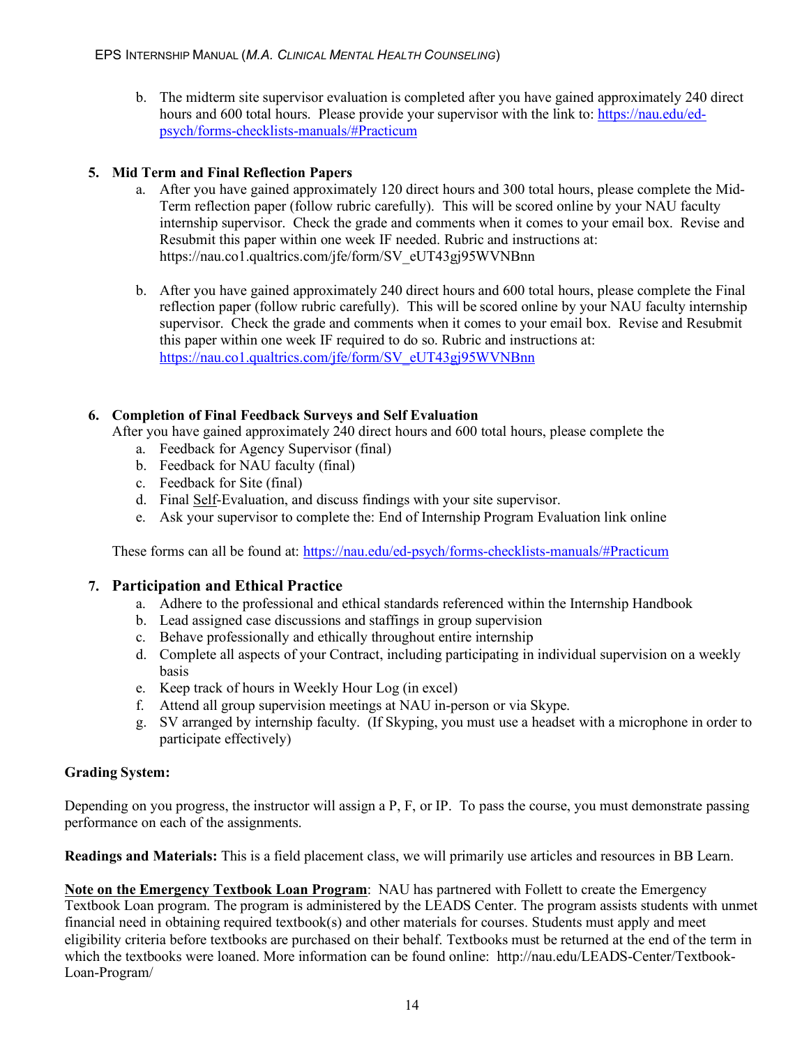b. The midterm site supervisor evaluation is completed after you have gained approximately 240 direct hours and 600 total hours. Please provide your supervisor with the link to: https://nau.edu/ed-psych/forms-checklists-manuals/#Practicum

5. **Mid Term and Final Reflection Papers**
   a. After you have gained approximately 120 direct hours and 300 total hours, please complete the Mid-Term reflection paper (follow rubric carefully). This will be scored online by your NAU faculty internship supervisor. Check the grade and comments when it comes to your email box. Revise and Resubmit this paper within one week IF needed. Rubric and instructions at: https://nau.co1.qualtrics.com/jfe/form/SV_eUT43gj95WVNBnn

   b. After you have gained approximately 240 direct hours and 600 total hours, please complete the Final reflection paper (follow rubric carefully). This will be scored online by your NAU faculty internship supervisor. Check the grade and comments when it comes to your email box. Revise and Resubmit this paper within one week IF required to do so. Rubric and instructions at: https://nau.co1.qualtrics.com/jfe/form/SV_eUT43gj95WVNBnn

6. **Completion of Final Feedback Surveys and Self Evaluation**
   After you have gained approximately 240 direct hours and 600 total hours, please complete the
   a. Feedback for Agency Supervisor (final)
   b. Feedback for NAU faculty (final)
   c. Feedback for Site (final)
   d. Final Self-Evaluation, and discuss findings with your site supervisor.
   e. Ask your supervisor to complete the: End of Internship Program Evaluation link online

   These forms can all be found at: https://nau.edu/ed-psych/forms-checklists-manuals/#Practicum

7. **Participation and Ethical Practice**
   a. Adhere to the professional and ethical standards referenced within the Internship Handbook
   b. Lead assigned case discussions and staffings in group supervision
   c. Behave professionally and ethically throughout entire internship
   d. Complete all aspects of your Contract, including participating in individual supervision on a weekly basis
   e. Keep track of hours in Weekly Hour Log (in excel)
   f. Attend all group supervision meetings at NAU in-person or via Skype.
   g. SV arranged by internship faculty. (If Skyping, you must use a headset with a microphone in order to participate effectively)

**Grading System:**

Depending on you progress, the instructor will assign a P, F, or IP. To pass the course, you must demonstrate passing performance on each of the assignments.

**Readings and Materials:** This is a field placement class, we will primarily use articles and resources in BB Learn.

**Note on the Emergency Textbook Loan Program**: NAU has partnered with Follett to create the Emergency Textbook Loan program. The program is administered by the LEADS Center. The program assists students with unmet financial need in obtaining required textbook(s) and other materials for courses. Students must apply and meet eligibility criteria before textbooks are purchased on their behalf. Textbooks must be returned at the end of the term in which the textbooks were loaned. More information can be found online: http://nau.edu/LEADS-Center/Textbook-Loan-Program/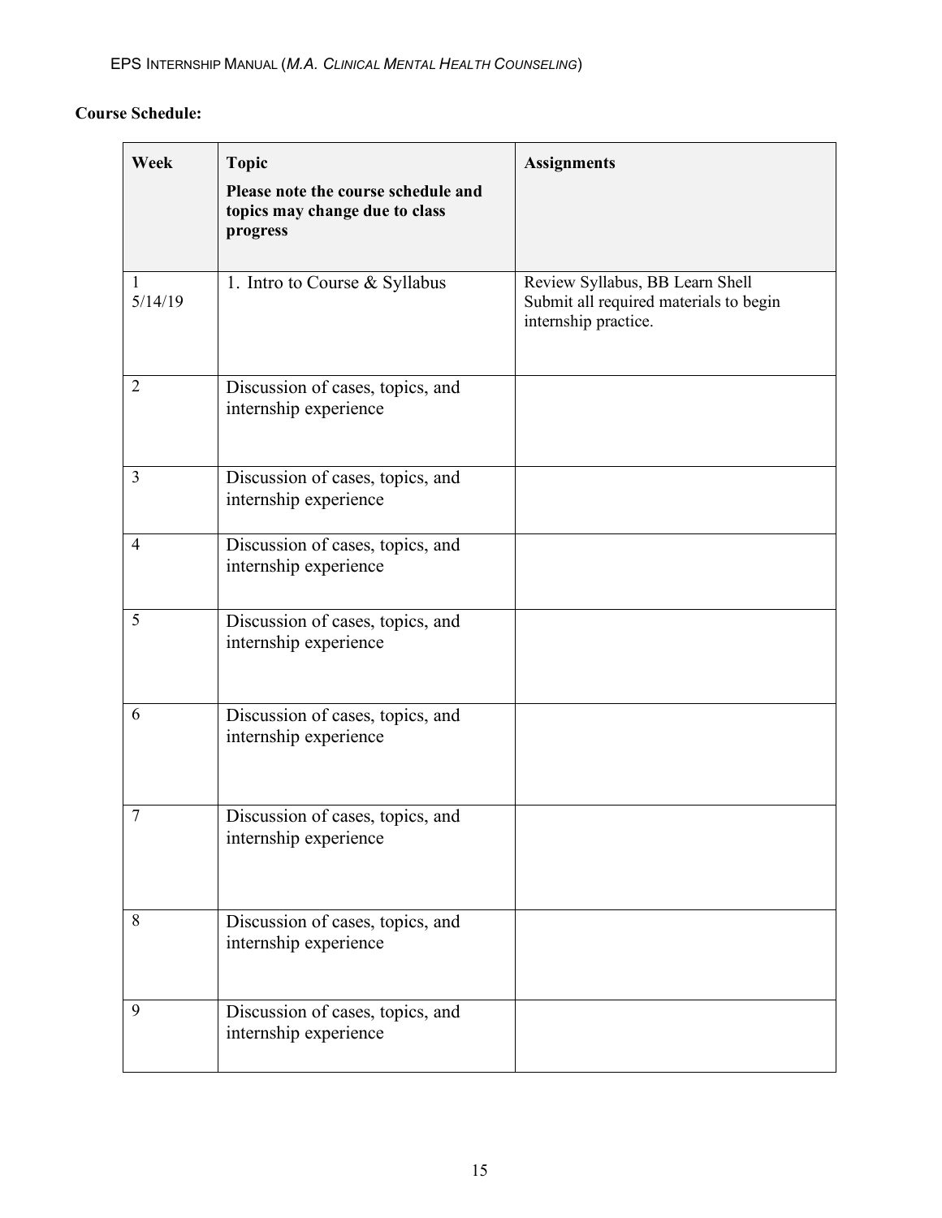**Course Schedule:**

| Week | Topic<br>**Please note the course schedule and topics may change due to class progress** | Assignments |
|---|---|---|
| 1<br>5/14/19 | 1. Intro to Course & Syllabus | Review Syllabus, BB Learn Shell<br>Submit all required materials to begin internship practice. |
| 2 | Discussion of cases, topics, and internship experience | |
| 3 | Discussion of cases, topics, and internship experience | |
| 4 | Discussion of cases, topics, and internship experience | |
| 5 | Discussion of cases, topics, and internship experience | |
| 6 | Discussion of cases, topics, and internship experience | |
| 7 | Discussion of cases, topics, and internship experience | |
| 8 | Discussion of cases, topics, and internship experience | |
| 9 | Discussion of cases, topics, and internship experience | |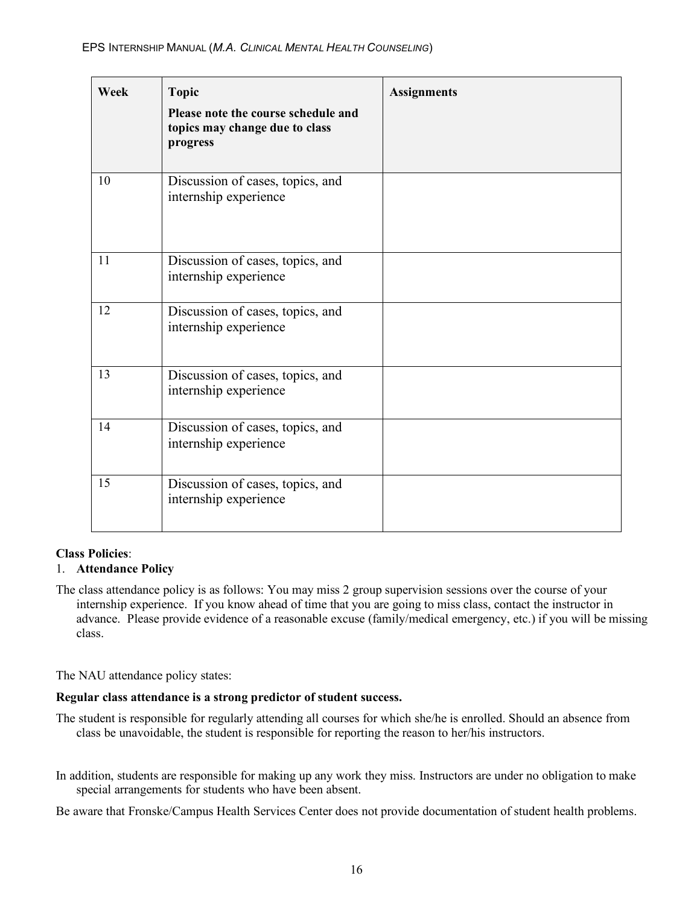| Week | Topic<br>**Please note the course schedule and topics may change due to class progress** | Assignments |
|---|---|---|
| 10 | Discussion of cases, topics, and internship experience | |
| 11 | Discussion of cases, topics, and internship experience | |
| 12 | Discussion of cases, topics, and internship experience | |
| 13 | Discussion of cases, topics, and internship experience | |
| 14 | Discussion of cases, topics, and internship experience | |
| 15 | Discussion of cases, topics, and internship experience | |

**Class Policies**:

1. **Attendance Policy**

The class attendance policy is as follows: You may miss 2 group supervision sessions over the course of your internship experience. If you know ahead of time that you are going to miss class, contact the instructor in advance. Please provide evidence of a reasonable excuse (family/medical emergency, etc.) if you will be missing class.

The NAU attendance policy states:

**Regular class attendance is a strong predictor of student success.**

The student is responsible for regularly attending all courses for which she/he is enrolled. Should an absence from class be unavoidable, the student is responsible for reporting the reason to her/his instructors.

In addition, students are responsible for making up any work they miss. Instructors are under no obligation to make special arrangements for students who have been absent.

Be aware that Fronske/Campus Health Services Center does not provide documentation of student health problems.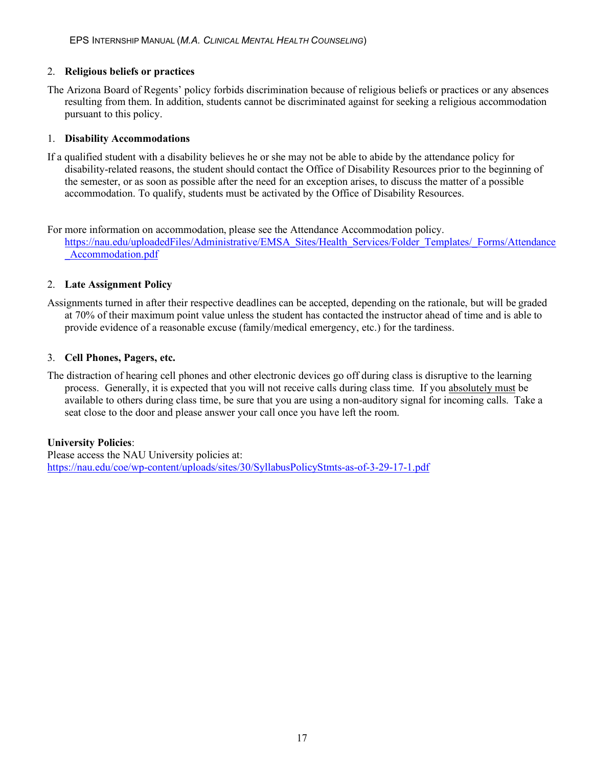2. **Religious beliefs or practices**

The Arizona Board of Regents' policy forbids discrimination because of religious beliefs or practices or any absences resulting from them. In addition, students cannot be discriminated against for seeking a religious accommodation pursuant to this policy.

1. **Disability Accommodations**

If a qualified student with a disability believes he or she may not be able to abide by the attendance policy for disability-related reasons, the student should contact the Office of Disability Resources prior to the beginning of the semester, or as soon as possible after the need for an exception arises, to discuss the matter of a possible accommodation. To qualify, students must be activated by the Office of Disability Resources.

For more information on accommodation, please see the Attendance Accommodation policy. https://nau.edu/uploadedFiles/Administrative/EMSA_Sites/Health_Services/Folder_Templates/_Forms/Attendance_Accommodation.pdf

2. **Late Assignment Policy**

Assignments turned in after their respective deadlines can be accepted, depending on the rationale, but will be graded at 70% of their maximum point value unless the student has contacted the instructor ahead of time and is able to provide evidence of a reasonable excuse (family/medical emergency, etc.) for the tardiness.

3. **Cell Phones, Pagers, etc.**

The distraction of hearing cell phones and other electronic devices go off during class is disruptive to the learning process. Generally, it is expected that you will not receive calls during class time. If you absolutely must be available to others during class time, be sure that you are using a non-auditory signal for incoming calls. Take a seat close to the door and please answer your call once you have left the room.

**University Policies**:
Please access the NAU University policies at:
https://nau.edu/coe/wp-content/uploads/sites/30/SyllabusPolicyStmts-as-of-3-29-17-1.pdf